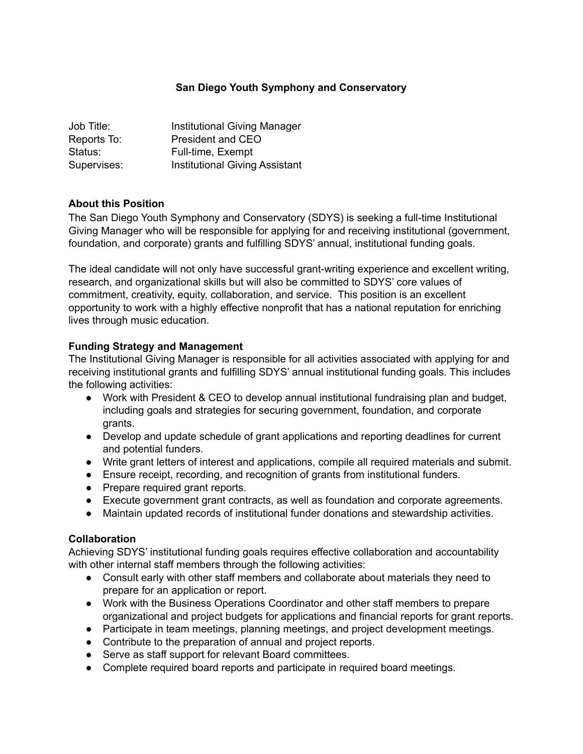# San Diego Youth Symphony and Conservatory

| | |
|---|---|
| Job Title: | Institutional Giving Manager |
| Reports To: | President and CEO |
| Status: | Full-time, Exempt |
| Supervises: | Institutional Giving Assistant |

## About this Position

The San Diego Youth Symphony and Conservatory (SDYS) is seeking a full-time Institutional Giving Manager who will be responsible for applying for and receiving institutional (government, foundation, and corporate) grants and fulfilling SDYS' annual, institutional funding goals.

The ideal candidate will not only have successful grant-writing experience and excellent writing, research, and organizational skills but will also be committed to SDYS' core values of commitment, creativity, equity, collaboration, and service. This position is an excellent opportunity to work with a highly effective nonprofit that has a national reputation for enriching lives through music education.

## Funding Strategy and Management

The Institutional Giving Manager is responsible for all activities associated with applying for and receiving institutional grants and fulfilling SDYS' annual institutional funding goals. This includes the following activities:

- Work with President & CEO to develop annual institutional fundraising plan and budget, including goals and strategies for securing government, foundation, and corporate grants.
- Develop and update schedule of grant applications and reporting deadlines for current and potential funders.
- Write grant letters of interest and applications, compile all required materials and submit.
- Ensure receipt, recording, and recognition of grants from institutional funders.
- Prepare required grant reports.
- Execute government grant contracts, as well as foundation and corporate agreements.
- Maintain updated records of institutional funder donations and stewardship activities.

## Collaboration

Achieving SDYS' institutional funding goals requires effective collaboration and accountability with other internal staff members through the following activities:

- Consult early with other staff members and collaborate about materials they need to prepare for an application or report.
- Work with the Business Operations Coordinator and other staff members to prepare organizational and project budgets for applications and financial reports for grant reports.
- Participate in team meetings, planning meetings, and project development meetings.
- Contribute to the preparation of annual and project reports.
- Serve as staff support for relevant Board committees.
- Complete required board reports and participate in required board meetings.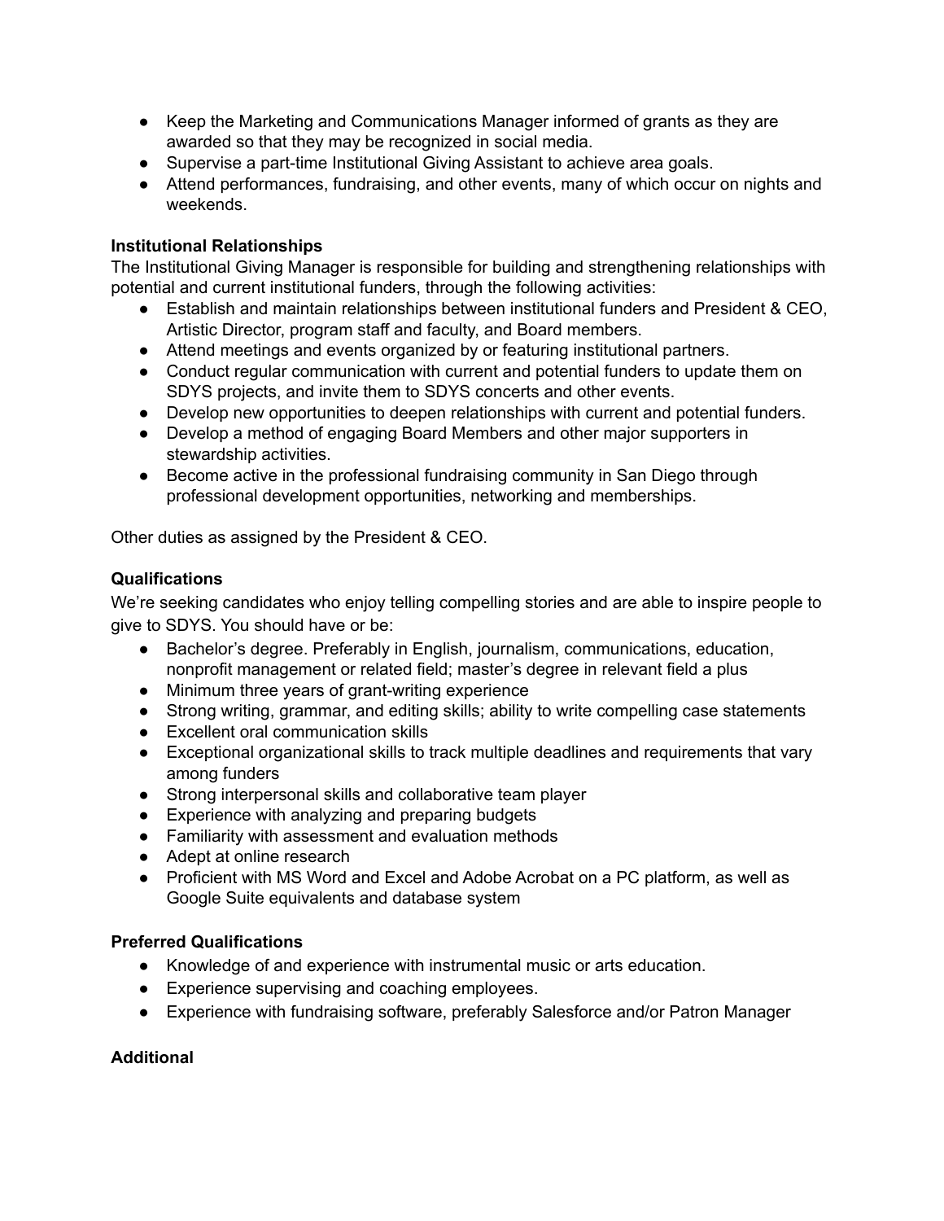- Keep the Marketing and Communications Manager informed of grants as they are awarded so that they may be recognized in social media.
- Supervise a part-time Institutional Giving Assistant to achieve area goals.
- Attend performances, fundraising, and other events, many of which occur on nights and weekends.

**Institutional Relationships**

The Institutional Giving Manager is responsible for building and strengthening relationships with potential and current institutional funders, through the following activities:

- Establish and maintain relationships between institutional funders and President & CEO, Artistic Director, program staff and faculty, and Board members.
- Attend meetings and events organized by or featuring institutional partners.
- Conduct regular communication with current and potential funders to update them on SDYS projects, and invite them to SDYS concerts and other events.
- Develop new opportunities to deepen relationships with current and potential funders.
- Develop a method of engaging Board Members and other major supporters in stewardship activities.
- Become active in the professional fundraising community in San Diego through professional development opportunities, networking and memberships.

Other duties as assigned by the President & CEO.

**Qualifications**

We're seeking candidates who enjoy telling compelling stories and are able to inspire people to give to SDYS. You should have or be:

- Bachelor's degree. Preferably in English, journalism, communications, education, nonprofit management or related field; master's degree in relevant field a plus
- Minimum three years of grant-writing experience
- Strong writing, grammar, and editing skills; ability to write compelling case statements
- Excellent oral communication skills
- Exceptional organizational skills to track multiple deadlines and requirements that vary among funders
- Strong interpersonal skills and collaborative team player
- Experience with analyzing and preparing budgets
- Familiarity with assessment and evaluation methods
- Adept at online research
- Proficient with MS Word and Excel and Adobe Acrobat on a PC platform, as well as Google Suite equivalents and database system

**Preferred Qualifications**

- Knowledge of and experience with instrumental music or arts education.
- Experience supervising and coaching employees.
- Experience with fundraising software, preferably Salesforce and/or Patron Manager

**Additional**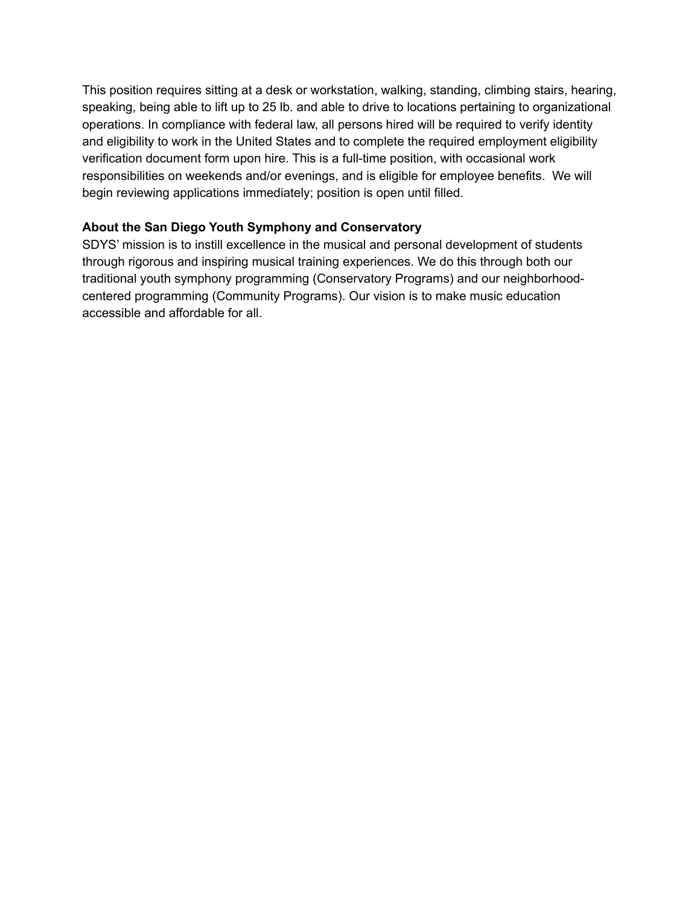This position requires sitting at a desk or workstation, walking, standing, climbing stairs, hearing, speaking, being able to lift up to 25 lb. and able to drive to locations pertaining to organizational operations. In compliance with federal law, all persons hired will be required to verify identity and eligibility to work in the United States and to complete the required employment eligibility verification document form upon hire. This is a full-time position, with occasional work responsibilities on weekends and/or evenings, and is eligible for employee benefits. We will begin reviewing applications immediately; position is open until filled.

**About the San Diego Youth Symphony and Conservatory**

SDYS' mission is to instill excellence in the musical and personal development of students through rigorous and inspiring musical training experiences. We do this through both our traditional youth symphony programming (Conservatory Programs) and our neighborhood-centered programming (Community Programs). Our vision is to make music education accessible and affordable for all.